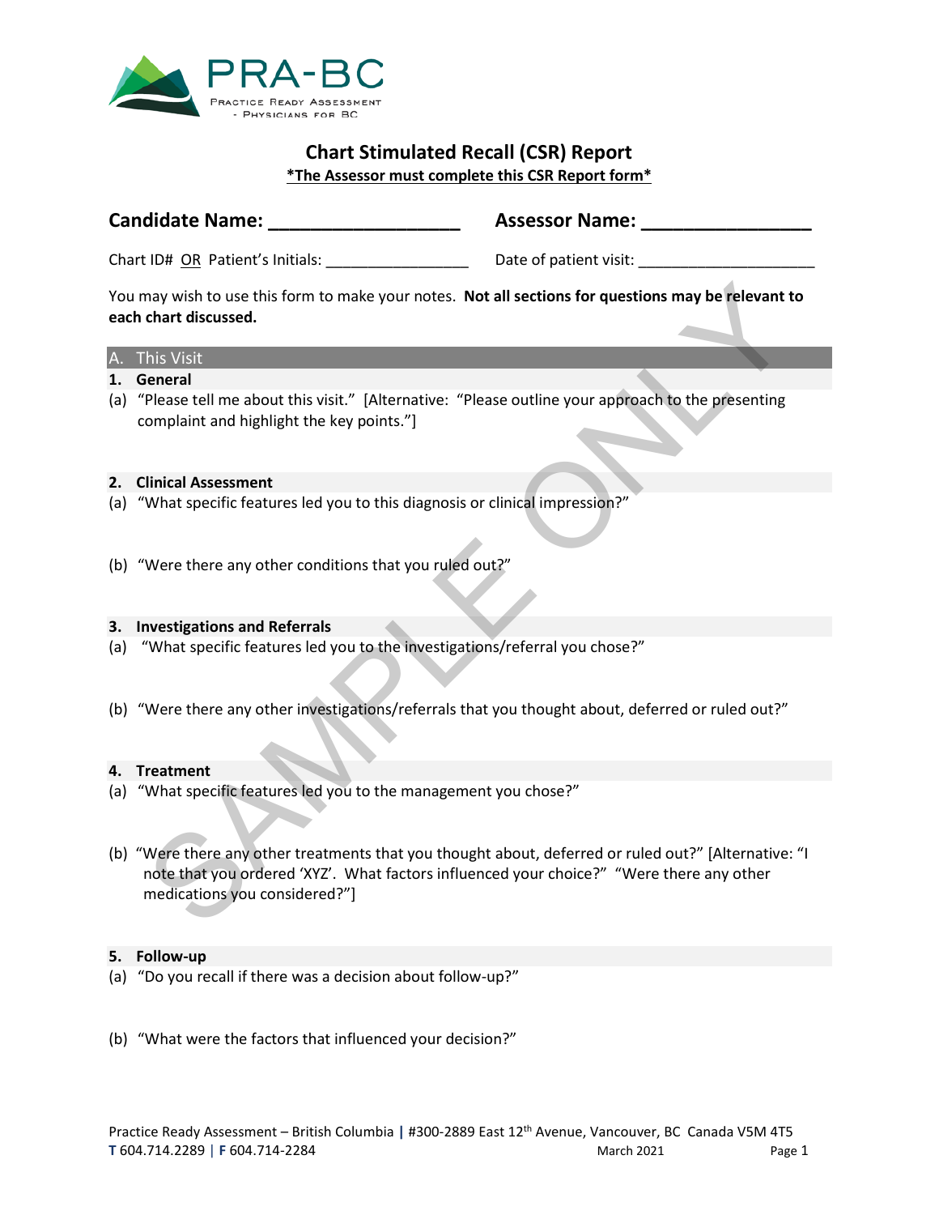PRA-BC
Practice Ready Assessment - Physicians for BC

# Chart Stimulated Recall (CSR) Report

**<u>*The Assessor must complete this CSR Report form*</u>**

**Candidate Name: ___________________** **Assessor Name: _________________**

Chart ID# <u>OR</u> Patient's Initials: _________________ Date of patient visit: ______________________

You may wish to use this form to make your notes. **Not all sections for questions may be relevant to each chart discussed.**

## A. This Visit

### 1. General

(a) "Please tell me about this visit." [Alternative: "Please outline your approach to the presenting complaint and highlight the key points."]

### 2. Clinical Assessment

(a) "What specific features led you to this diagnosis or clinical impression?"

(b) "Were there any other conditions that you ruled out?"

### 3. Investigations and Referrals

(a) "What specific features led you to the investigations/referral you chose?"

(b) "Were there any other investigations/referrals that you thought about, deferred or ruled out?"

### 4. Treatment

(a) "What specific features led you to the management you chose?"

(b) "Were there any other treatments that you thought about, deferred or ruled out?" [Alternative: "I note that you ordered 'XYZ'. What factors influenced your choice?" "Were there any other medications you considered?"]

### 5. Follow-up

(a) "Do you recall if there was a decision about follow-up?"

(b) "What were the factors that influenced your decision?"

Practice Ready Assessment – British Columbia | #300-2889 East 12th Avenue, Vancouver, BC Canada V5M 4T5
T 604.714.2289 | F 604.714-2284 March 2021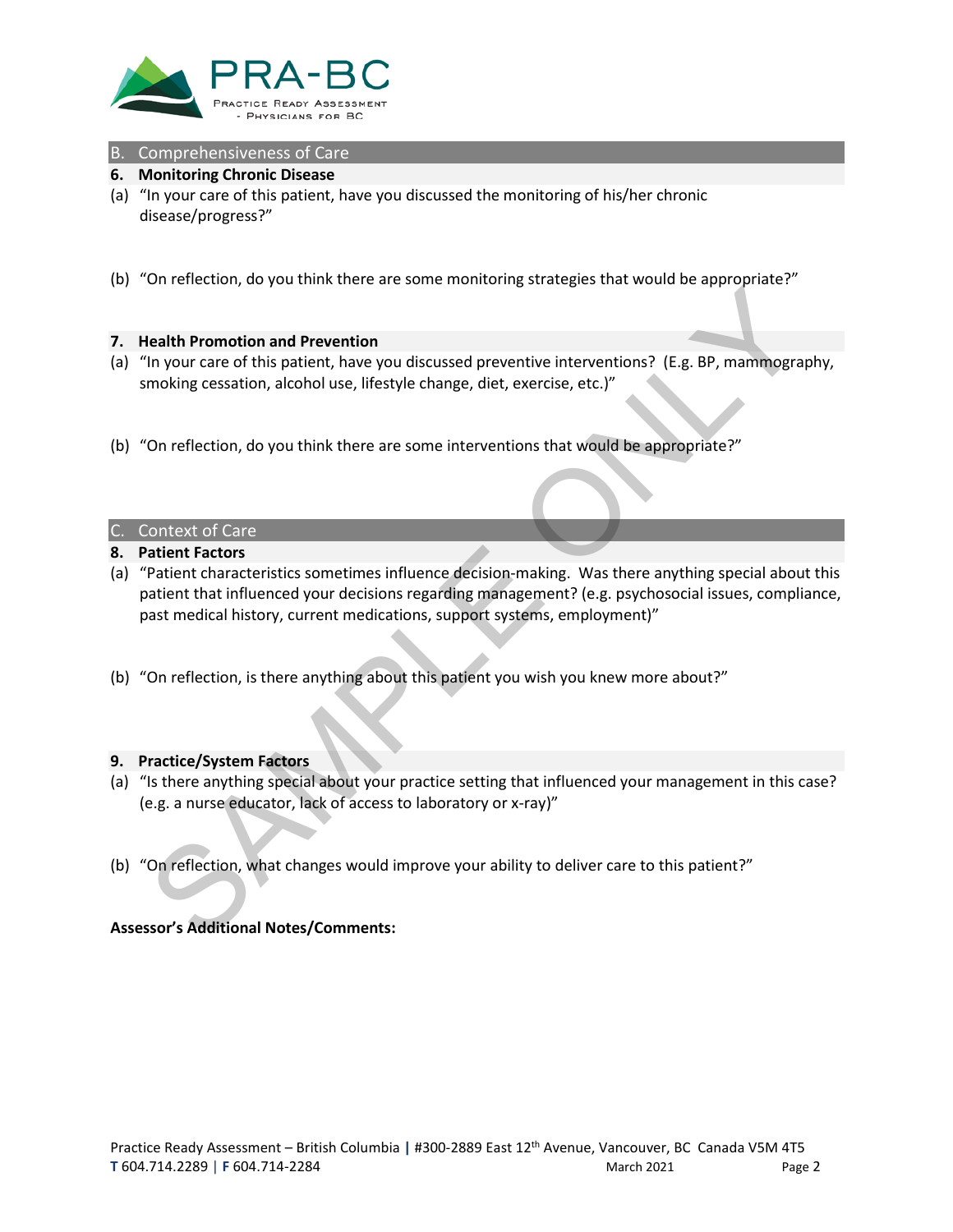## B. Comprehensiveness of Care

### 6. Monitoring Chronic Disease

(a) "In your care of this patient, have you discussed the monitoring of his/her chronic disease/progress?"

(b) "On reflection, do you think there are some monitoring strategies that would be appropriate?"

### 7. Health Promotion and Prevention

(a) "In your care of this patient, have you discussed preventive interventions? (E.g. BP, mammography, smoking cessation, alcohol use, lifestyle change, diet, exercise, etc.)"

(b) "On reflection, do you think there are some interventions that would be appropriate?"

## C. Context of Care

### 8. Patient Factors

(a) "Patient characteristics sometimes influence decision-making. Was there anything special about this patient that influenced your decisions regarding management? (e.g. psychosocial issues, compliance, past medical history, current medications, support systems, employment)"

(b) "On reflection, is there anything about this patient you wish you knew more about?"

### 9. Practice/System Factors

(a) "Is there anything special about your practice setting that influenced your management in this case? (e.g. a nurse educator, lack of access to laboratory or x-ray)"

(b) "On reflection, what changes would improve your ability to deliver care to this patient?"

**Assessor's Additional Notes/Comments:**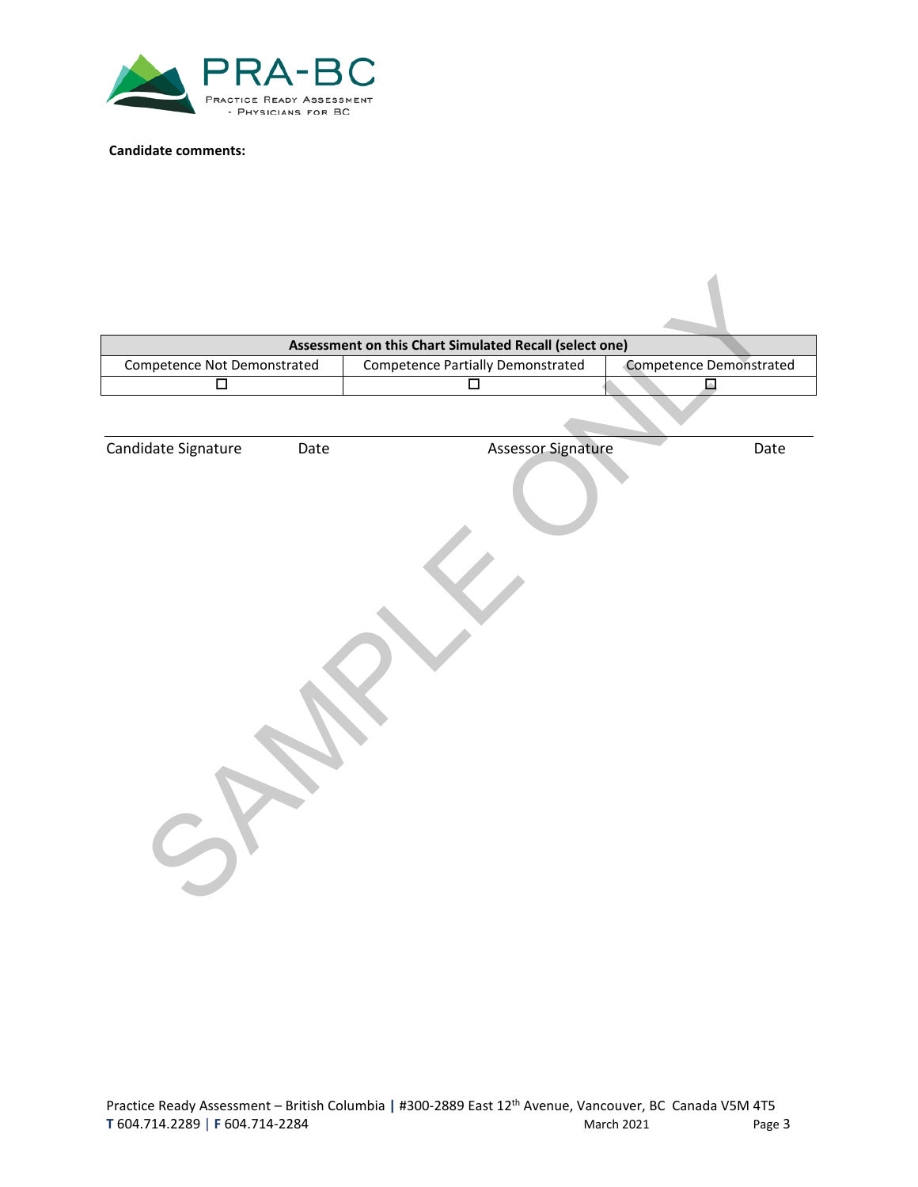**Candidate comments:**

| Assessment on this Chart Simulated Recall (select one) | | |
|---|---|---|
| Competence Not Demonstrated | Competence Partially Demonstrated | Competence Demonstrated |
| ☐ | ☐ | ☐ |

Candidate Signature Date Assessor Signature Date

SAMPLE ONLY

Practice Ready Assessment – British Columbia | #300-2889 East 12th Avenue, Vancouver, BC Canada V5M 4T5
T 604.714.2289 | F 604.714-2284 March 2021